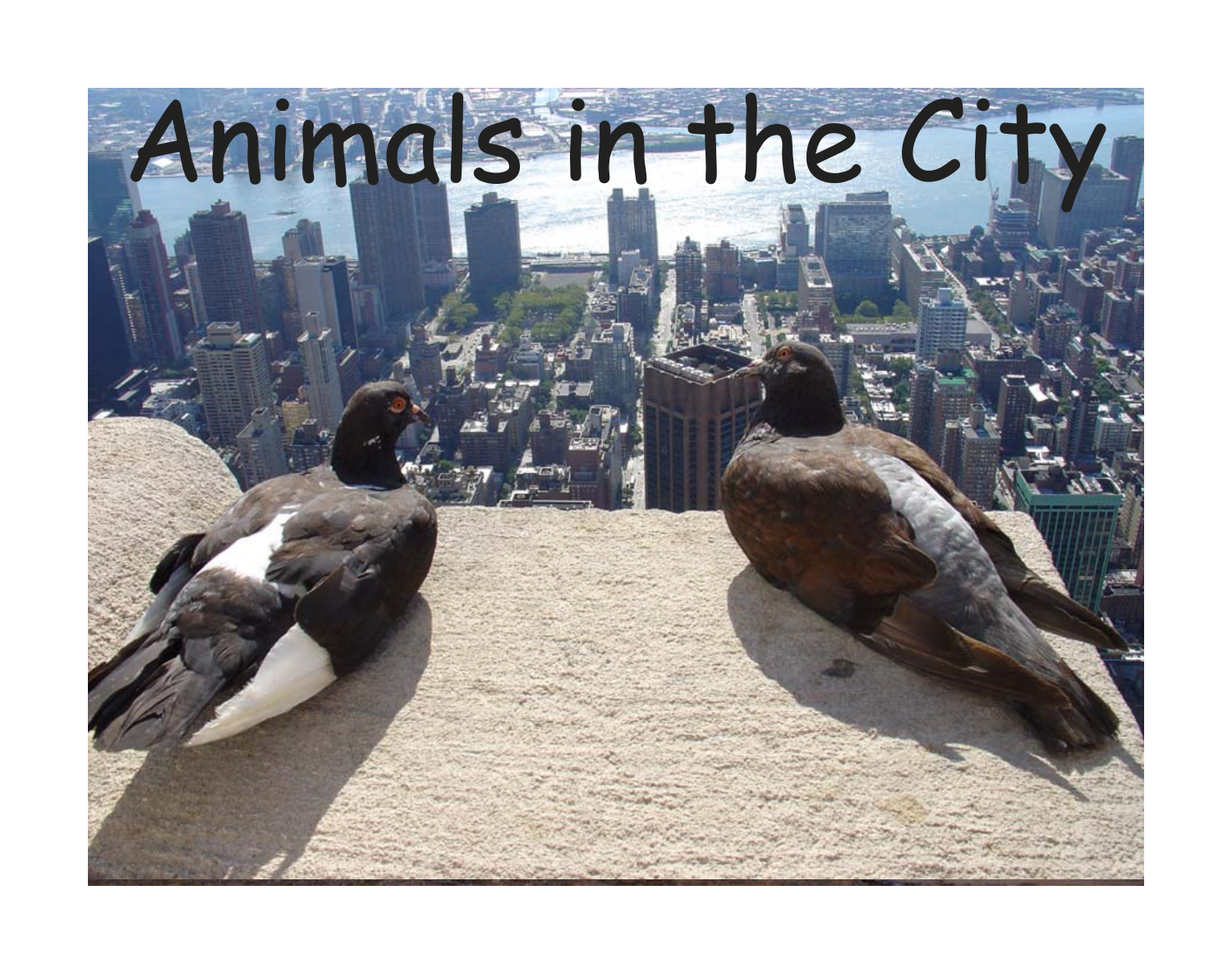# Animals in the City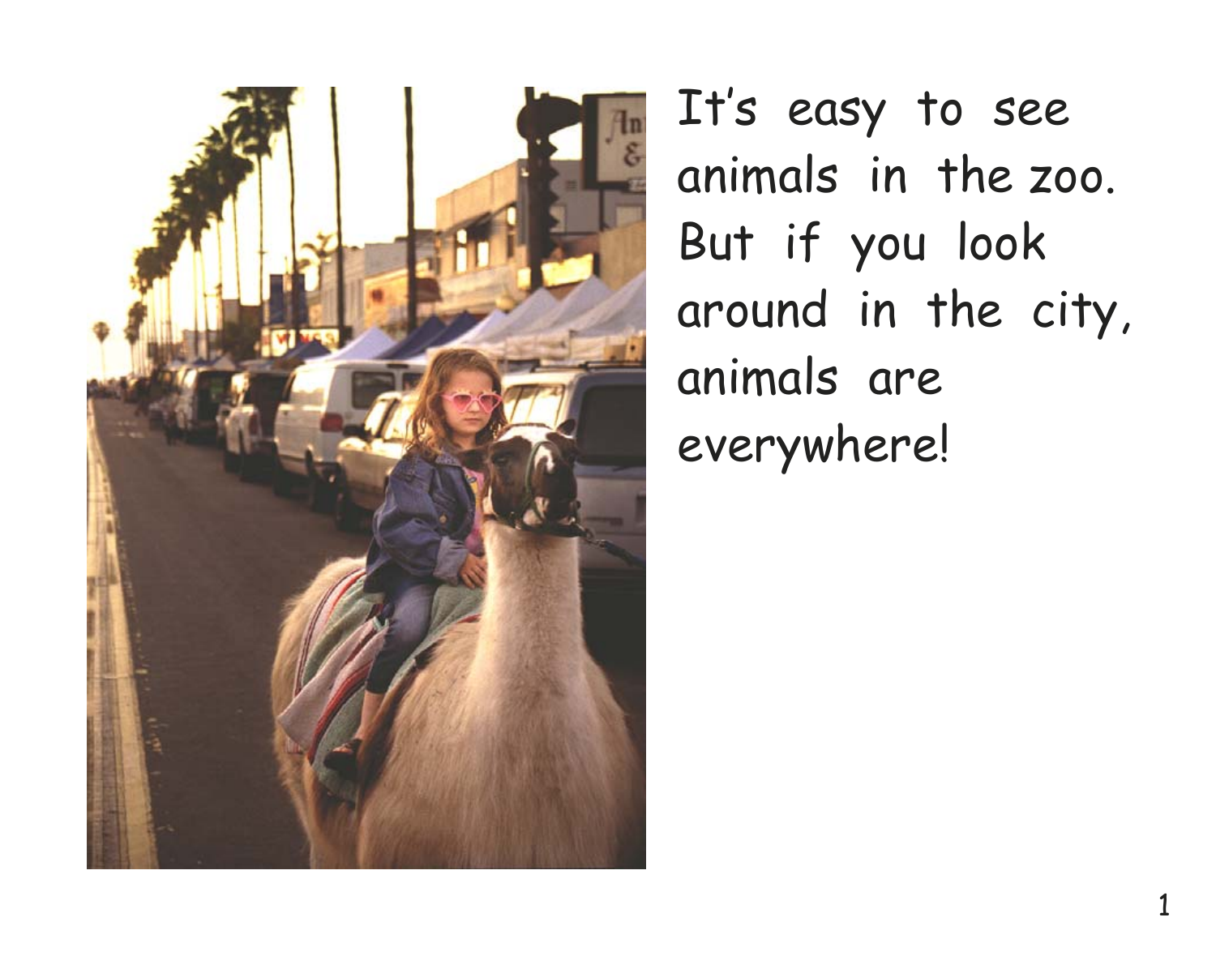It's easy to see animals in the zoo. But if you look around in the city, animals are everywhere!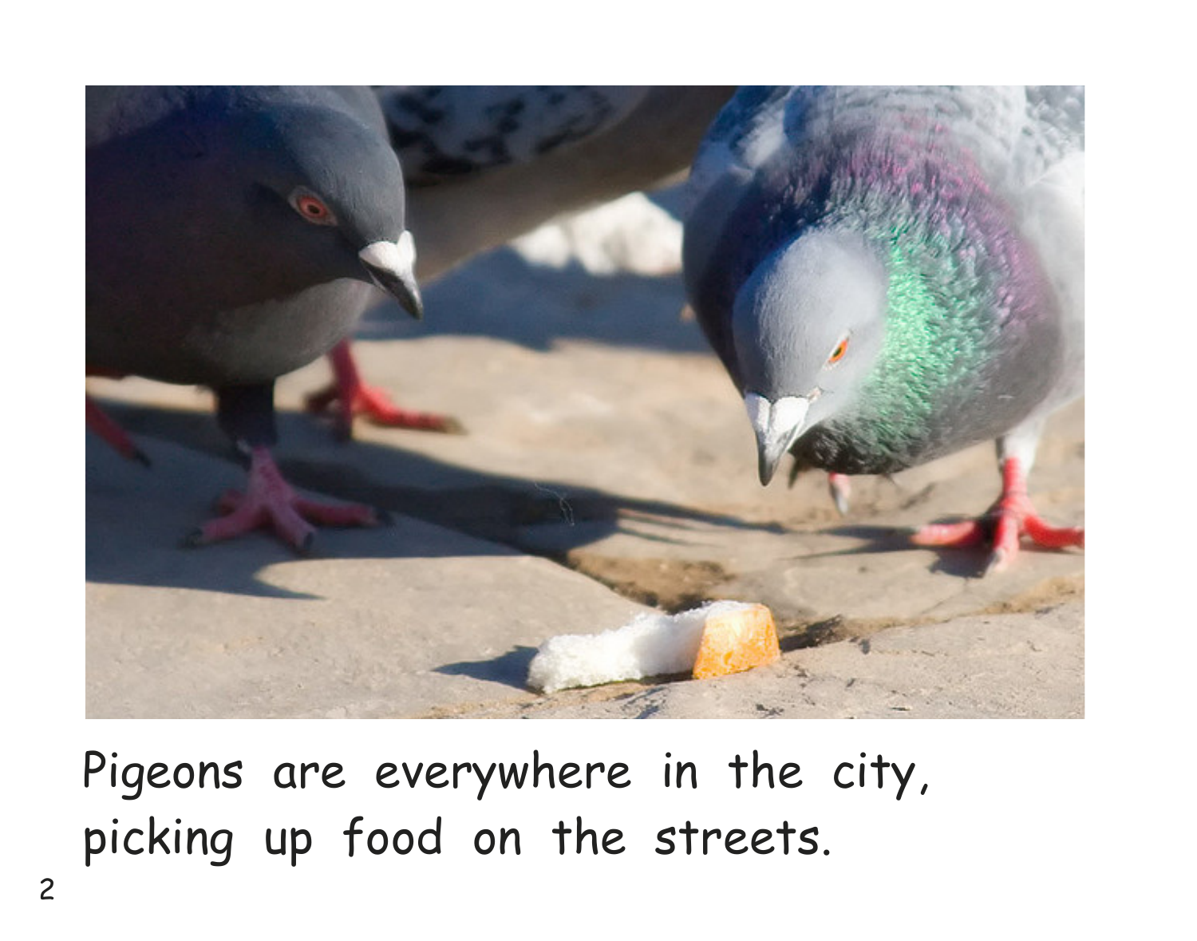Pigeons are everywhere in the city, picking up food on the streets.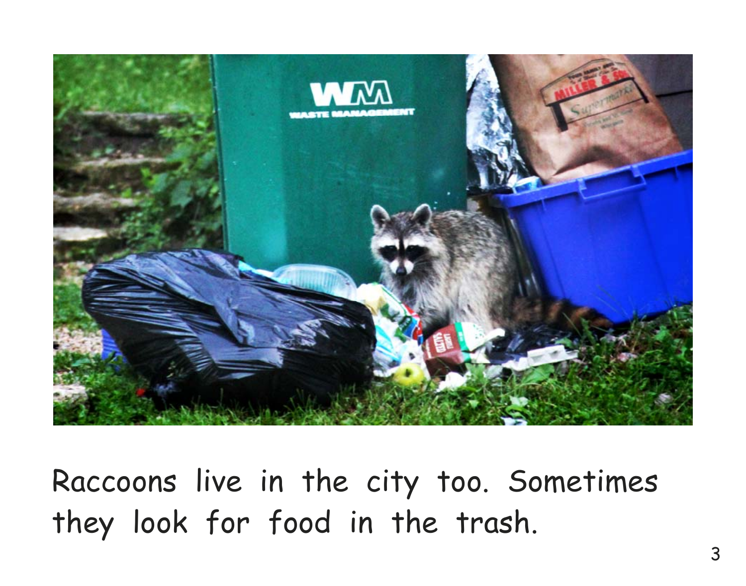Raccoons live in the city too. Sometimes they look for food in the trash.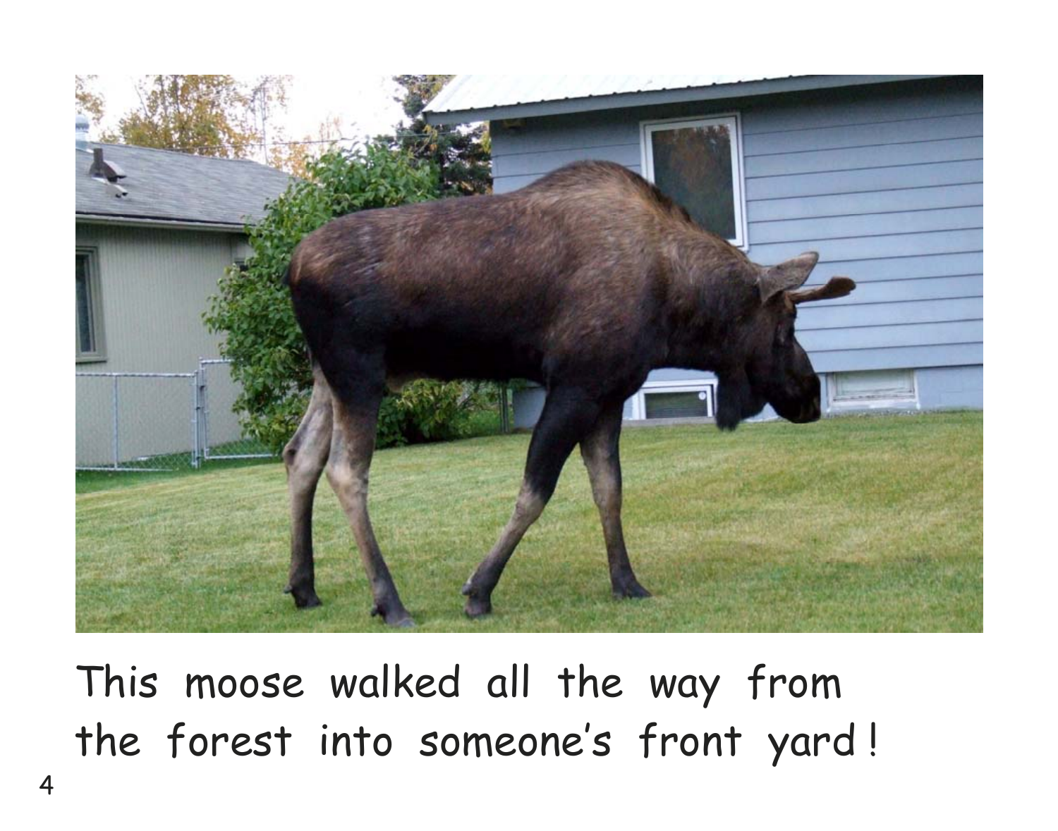This moose walked all the way from the forest into someone's front yard!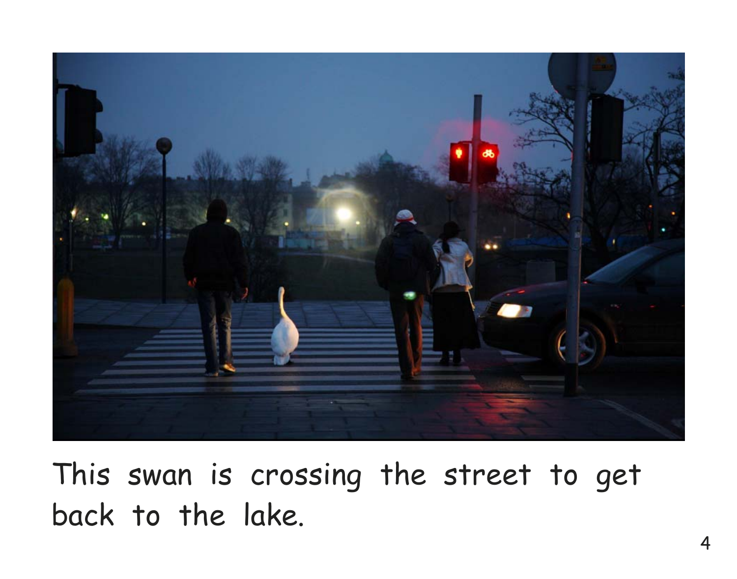This swan is crossing the street to get back to the lake.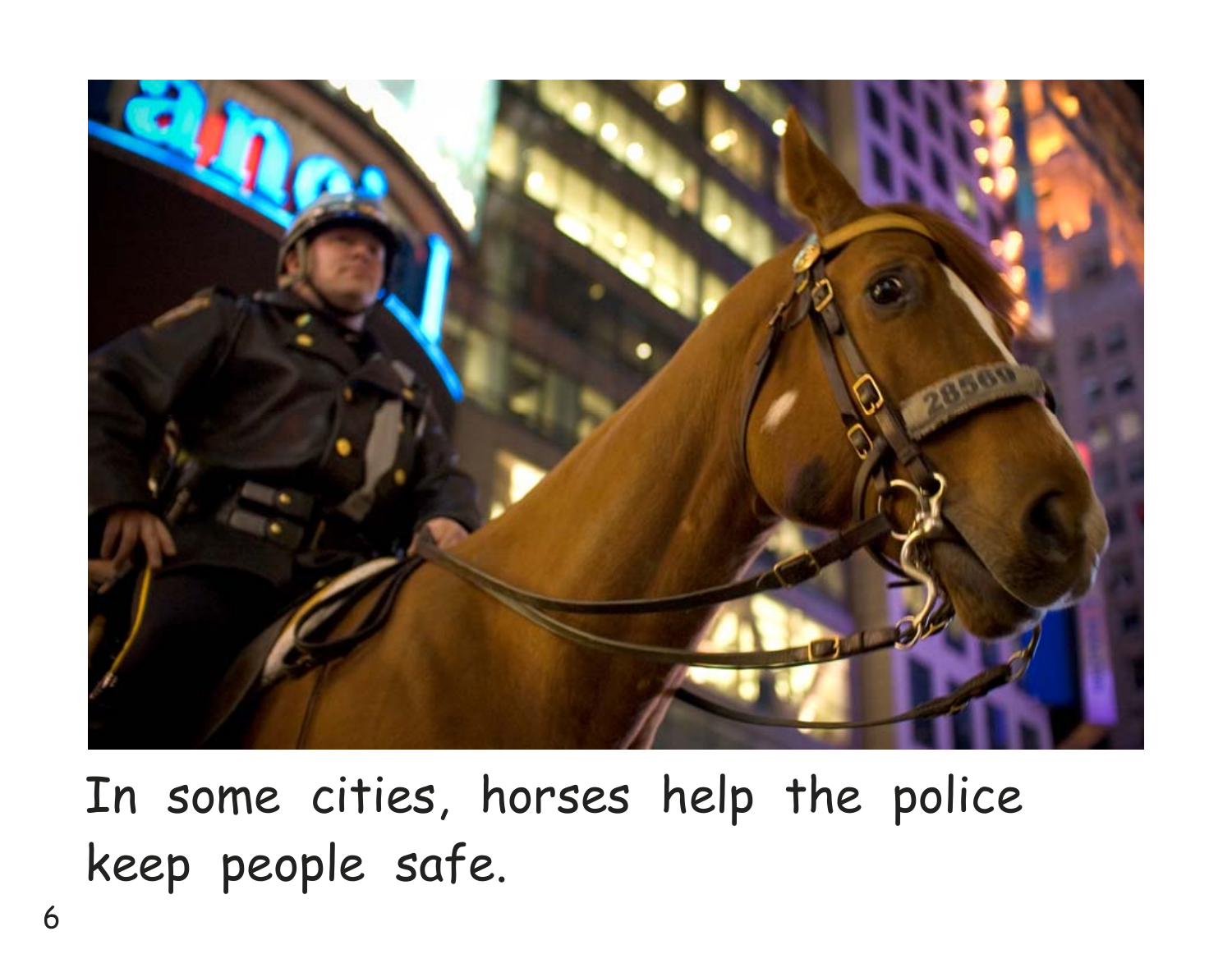In some cities, horses help the police keep people safe.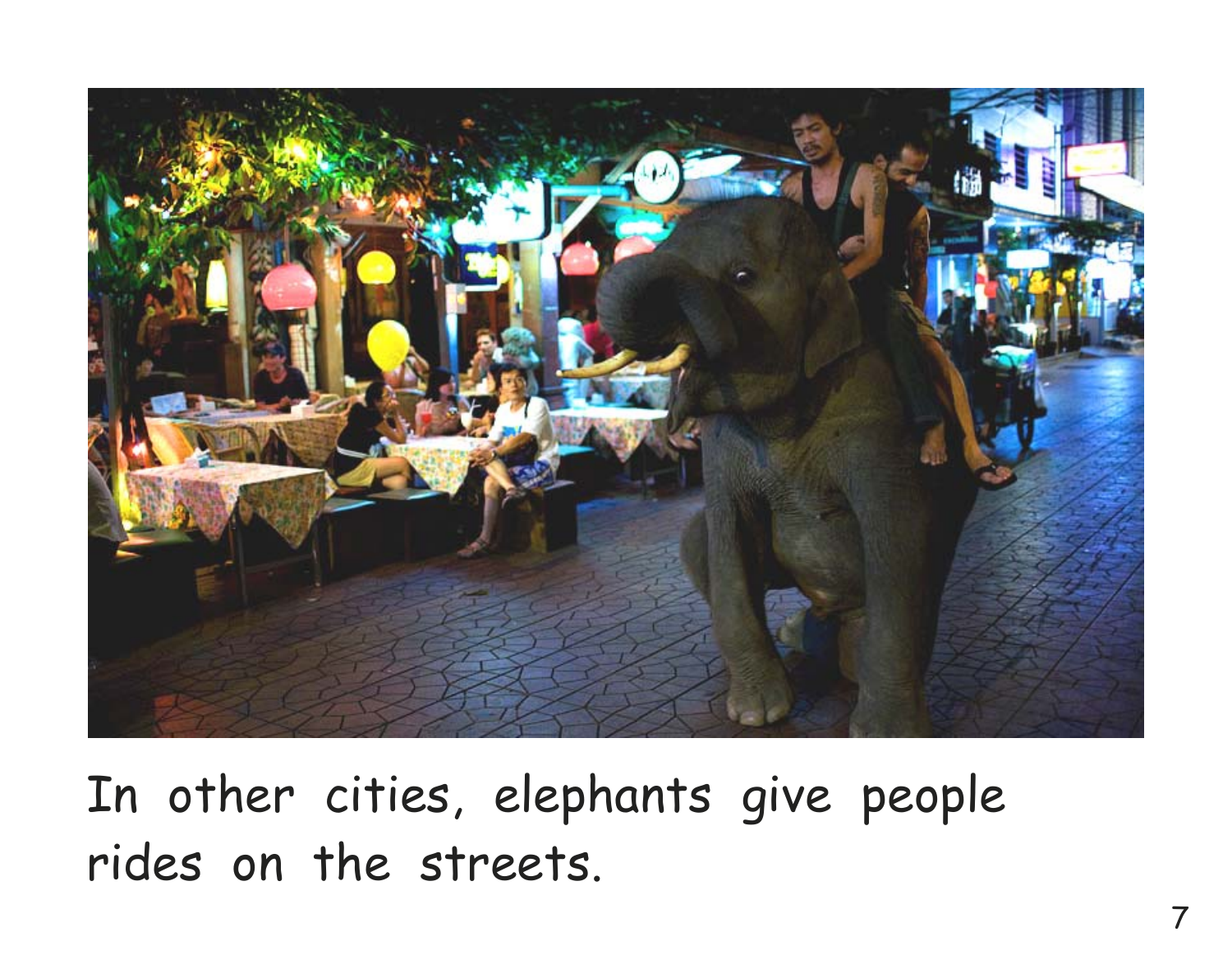In other cities, elephants give people rides on the streets.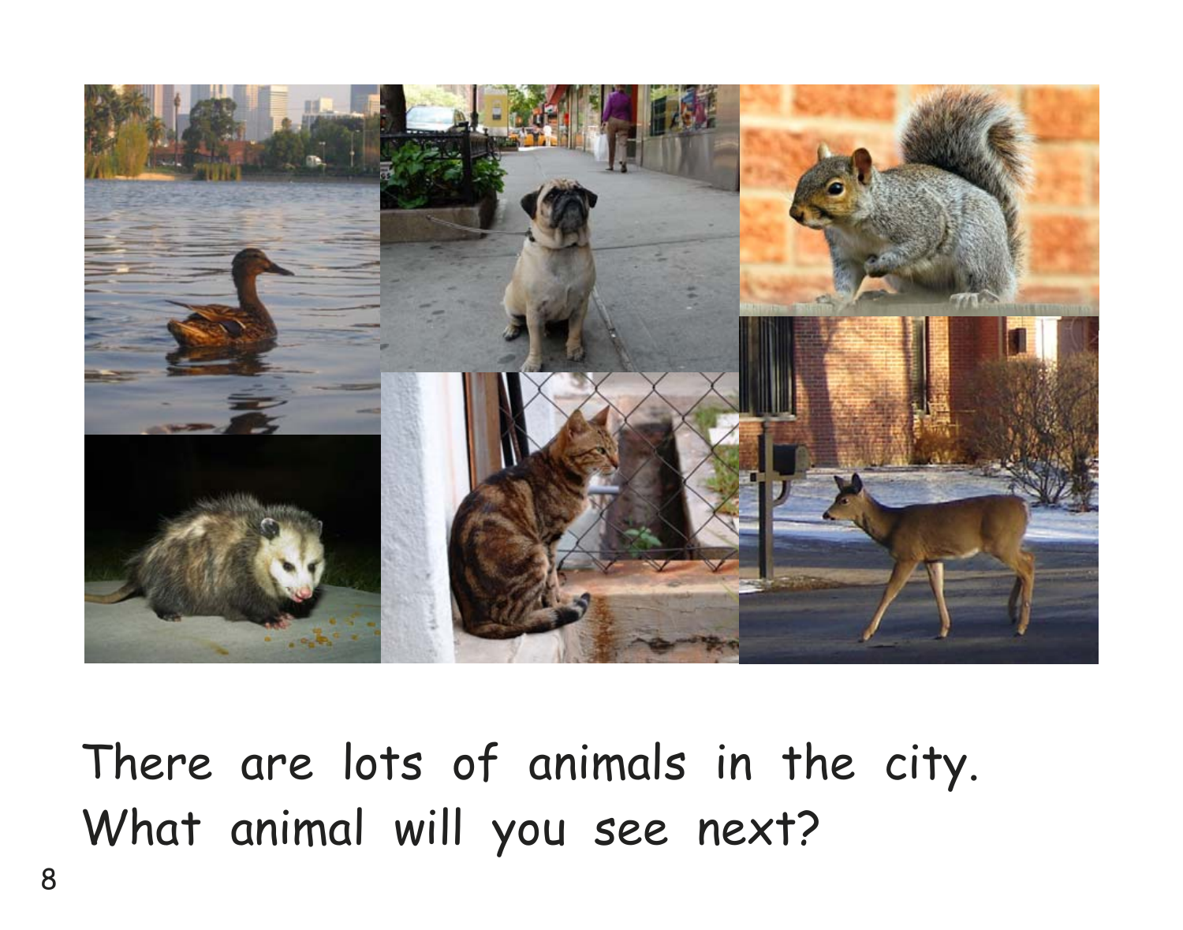There are lots of animals in the city.
What animal will you see next?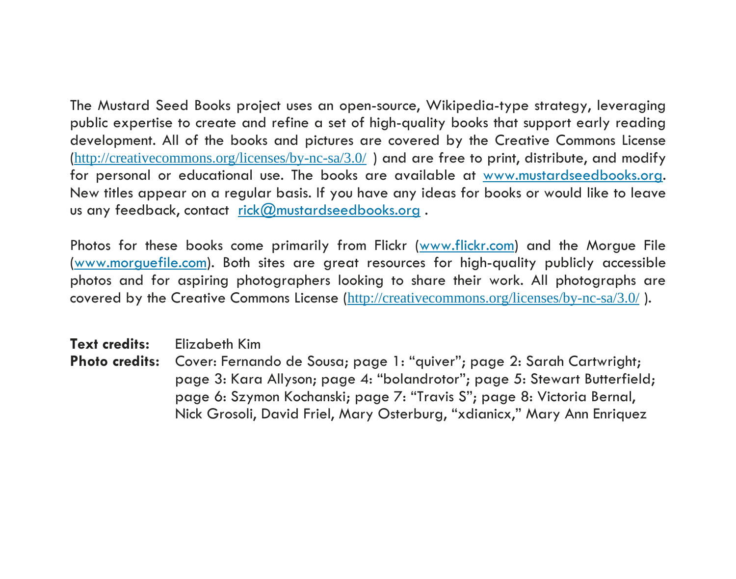The Mustard Seed Books project uses an open-source, Wikipedia-type strategy, leveraging public expertise to create and refine a set of high-quality books that support early reading development. All of the books and pictures are covered by the Creative Commons License (http://creativecommons.org/licenses/by-nc-sa/3.0/ ) and are free to print, distribute, and modify for personal or educational use. The books are available at www.mustardseedbooks.org. New titles appear on a regular basis. If you have any ideas for books or would like to leave us any feedback, contact rick@mustardseedbooks.org .

Photos for these books come primarily from Flickr (www.flickr.com) and the Morgue File (www.morguefile.com). Both sites are great resources for high-quality publicly accessible photos and for aspiring photographers looking to share their work. All photographs are covered by the Creative Commons License (http://creativecommons.org/licenses/by-nc-sa/3.0/ ).

**Text credits:** Elizabeth Kim

**Photo credits:** Cover: Fernando de Sousa; page 1: “quiver”; page 2: Sarah Cartwright; page 3: Kara Allyson; page 4: “bolandrotor”; page 5: Stewart Butterfield; page 6: Szymon Kochanski; page 7: “Travis S”; page 8: Victoria Bernal, Nick Grosoli, David Friel, Mary Osterburg, “xdianicx,” Mary Ann Enriquez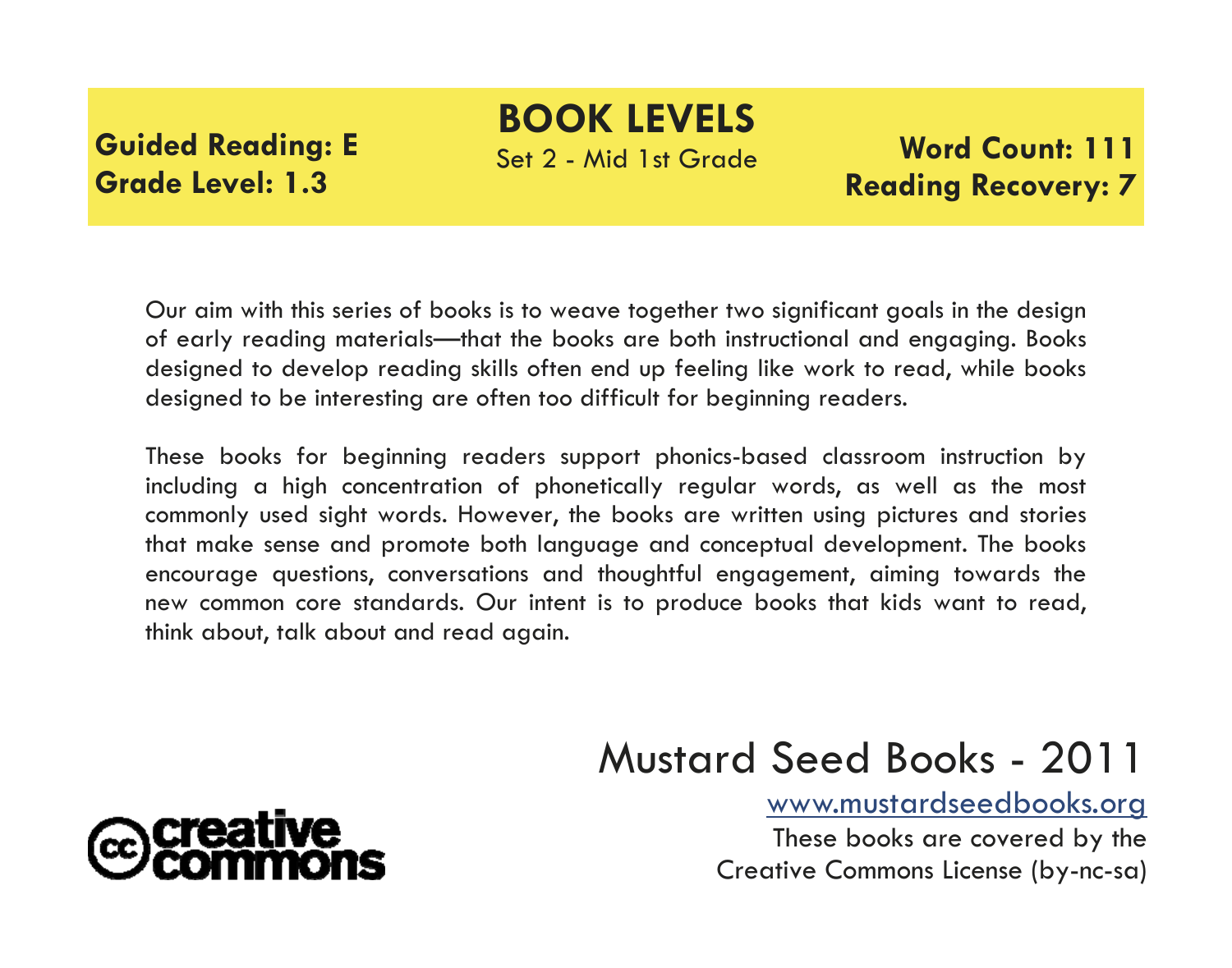**Guided Reading: E**
**Grade Level: 1.3**

# BOOK LEVELS

Set 2 - Mid 1st Grade

**Word Count: 111**
**Reading Recovery: 7**

Our aim with this series of books is to weave together two significant goals in the design of early reading materials—that the books are both instructional and engaging. Books designed to develop reading skills often end up feeling like work to read, while books designed to be interesting are often too difficult for beginning readers.

These books for beginning readers support phonics-based classroom instruction by including a high concentration of phonetically regular words, as well as the most commonly used sight words. However, the books are written using pictures and stories that make sense and promote both language and conceptual development. The books encourage questions, conversations and thoughtful engagement, aiming towards the new common core standards. Our intent is to produce books that kids want to read, think about, talk about and read again.

Mustard Seed Books - 2011

www.mustardseedbooks.org

These books are covered by the Creative Commons License (by-nc-sa)

creative commons